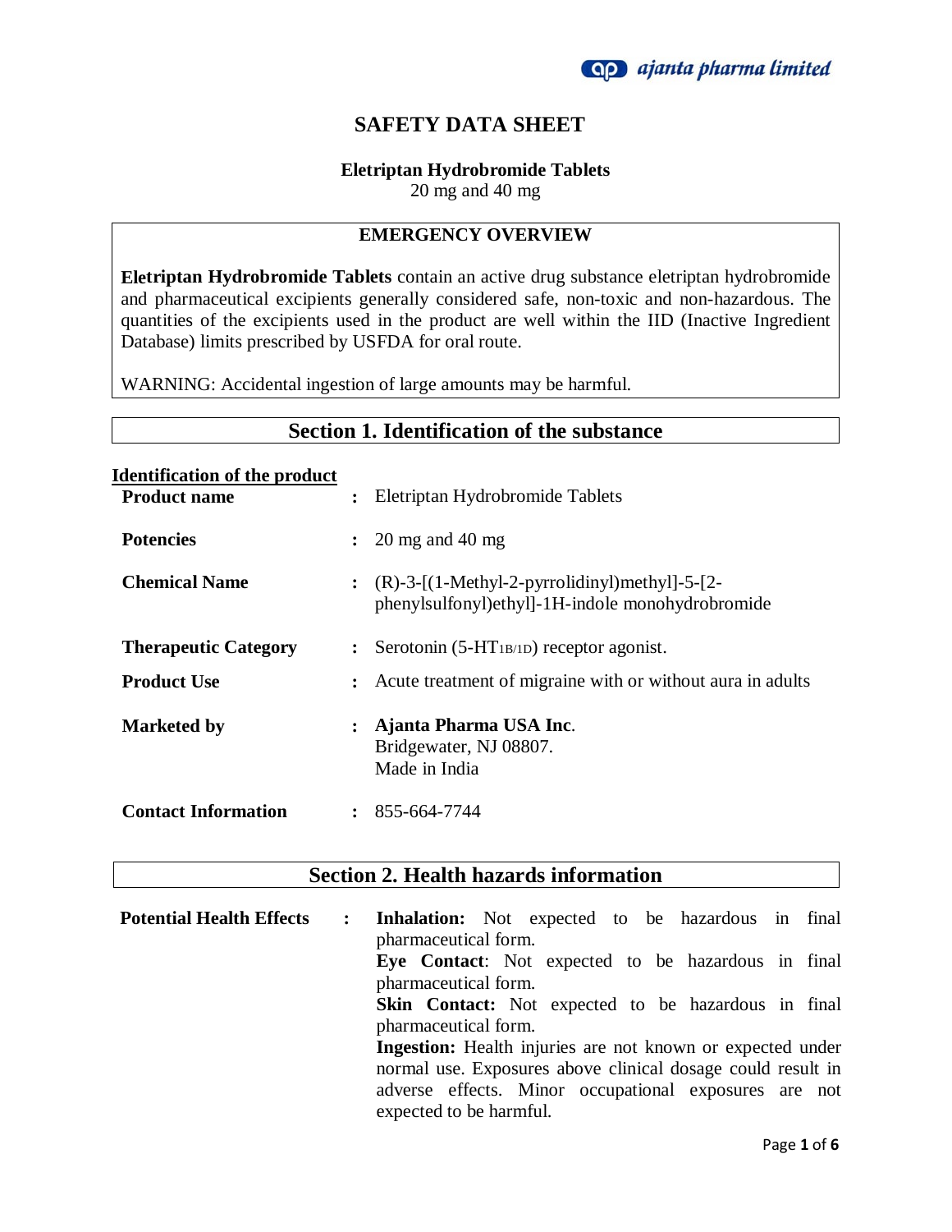# SAFETY DATA SHEET

**Eletriptan Hydrobromide Tablets**
20 mg and 40 mg

## EMERGENCY OVERVIEW

**Eletriptan Hydrobromide Tablets** contain an active drug substance eletriptan hydrobromide and pharmaceutical excipients generally considered safe, non-toxic and non-hazardous. The quantities of the excipients used in the product are well within the IID (Inactive Ingredient Database) limits prescribed by USFDA for oral route.

WARNING: Accidental ingestion of large amounts may be harmful.

## Section 1. Identification of the substance

**Identification of the product**

| | | |
|---|---|---|
| **Product name** | : | Eletriptan Hydrobromide Tablets |
| **Potencies** | : | 20 mg and 40 mg |
| **Chemical Name** | : | (R)-3-[(1-Methyl-2-pyrrolidinyl)methyl]-5-[2-phenylsulfonyl)ethyl]-1H-indole monohydrobromide |
| **Therapeutic Category** | : | Serotonin (5-$HT_{1B/1D}$) receptor agonist. |
| **Product Use** | : | Acute treatment of migraine with or without aura in adults |
| **Marketed by** | : | **Ajanta Pharma USA Inc**. Bridgewater, NJ 08807. Made in India |
| **Contact Information** | : | 855-664-7744 |

## Section 2. Health hazards information

**Potential Health Effects** :

**Inhalation:** Not expected to be hazardous in final pharmaceutical form.
**Eye Contact**: Not expected to be hazardous in final pharmaceutical form.
**Skin Contact:** Not expected to be hazardous in final pharmaceutical form.
**Ingestion:** Health injuries are not known or expected under normal use. Exposures above clinical dosage could result in adverse effects. Minor occupational exposures are not expected to be harmful.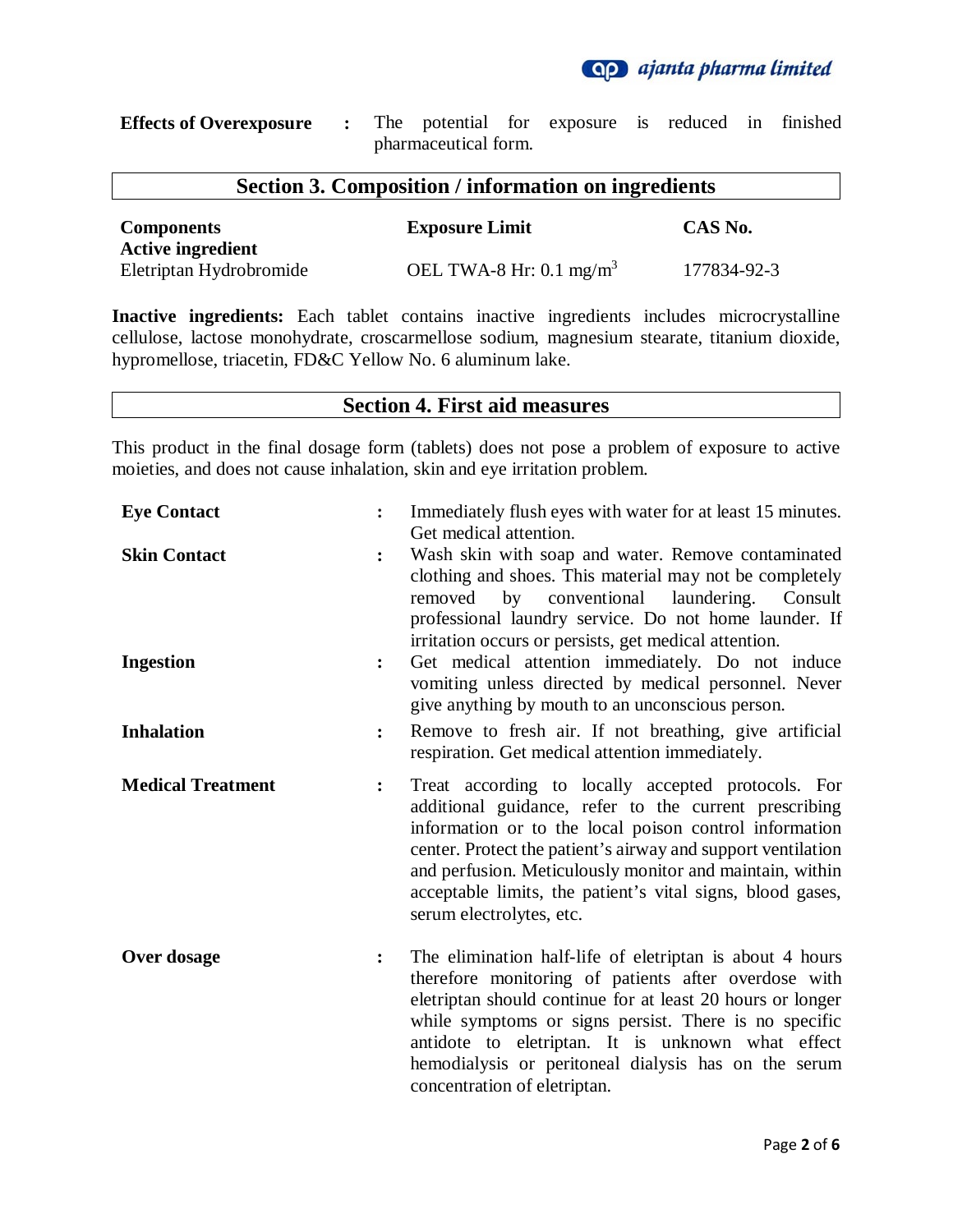**Effects of Overexposure** : The potential for exposure is reduced in finished pharmaceutical form.

## Section 3. Composition / information on ingredients

| Components | Exposure Limit | CAS No. |
|---|---|---|
| **Active ingredient** | | |
| Eletriptan Hydrobromide | OEL TWA-8 Hr: 0.1 $mg/m^3$ | 177834-92-3 |

**Inactive ingredients:** Each tablet contains inactive ingredients includes microcrystalline cellulose, lactose monohydrate, croscarmellose sodium, magnesium stearate, titanium dioxide, hypromellose, triacetin, FD&C Yellow No. 6 aluminum lake.

## Section 4. First aid measures

This product in the final dosage form (tablets) does not pose a problem of exposure to active moieties, and does not cause inhalation, skin and eye irritation problem.

**Eye Contact** : Immediately flush eyes with water for at least 15 minutes. Get medical attention.

**Skin Contact** : Wash skin with soap and water. Remove contaminated clothing and shoes. This material may not be completely removed by conventional laundering. Consult professional laundry service. Do not home launder. If irritation occurs or persists, get medical attention.

**Ingestion** : Get medical attention immediately. Do not induce vomiting unless directed by medical personnel. Never give anything by mouth to an unconscious person.

**Inhalation** : Remove to fresh air. If not breathing, give artificial respiration. Get medical attention immediately.

**Medical Treatment** : Treat according to locally accepted protocols. For additional guidance, refer to the current prescribing information or to the local poison control information center. Protect the patient's airway and support ventilation and perfusion. Meticulously monitor and maintain, within acceptable limits, the patient's vital signs, blood gases, serum electrolytes, etc.

**Over dosage** : The elimination half-life of eletriptan is about 4 hours therefore monitoring of patients after overdose with eletriptan should continue for at least 20 hours or longer while symptoms or signs persist. There is no specific antidote to eletriptan. It is unknown what effect hemodialysis or peritoneal dialysis has on the serum concentration of eletriptan.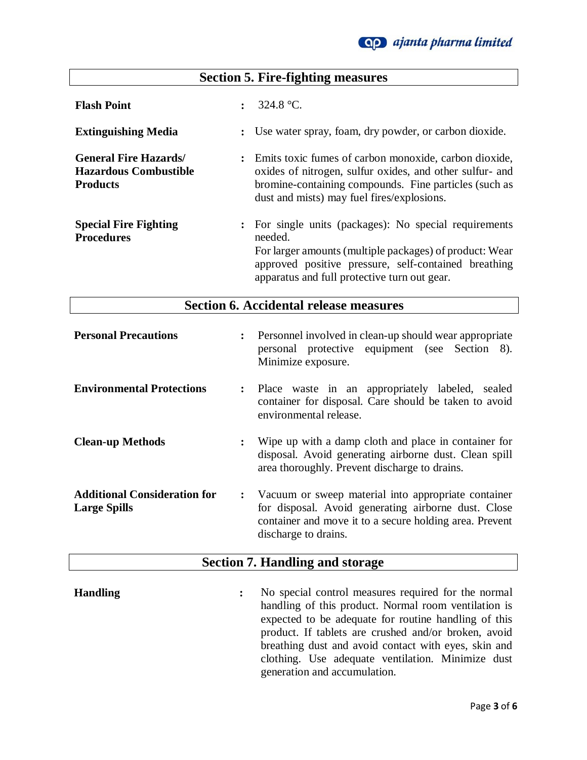## Section 5. Fire-fighting measures

| | | |
|---|---|---|
| **Flash Point** | : | 324.8 °C. |
| **Extinguishing Media** | : | Use water spray, foam, dry powder, or carbon dioxide. |
| **General Fire Hazards/ Hazardous Combustible Products** | : | Emits toxic fumes of carbon monoxide, carbon dioxide, oxides of nitrogen, sulfur oxides, and other sulfur- and bromine-containing compounds. Fine particles (such as dust and mists) may fuel fires/explosions. |
| **Special Fire Fighting Procedures** | : | For single units (packages): No special requirements needed. For larger amounts (multiple packages) of product: Wear approved positive pressure, self-contained breathing apparatus and full protective turn out gear. |

## Section 6. Accidental release measures

| | | |
|---|---|---|
| **Personal Precautions** | : | Personnel involved in clean-up should wear appropriate personal protective equipment (see Section 8). Minimize exposure. |
| **Environmental Protections** | : | Place waste in an appropriately labeled, sealed container for disposal. Care should be taken to avoid environmental release. |
| **Clean-up Methods** | : | Wipe up with a damp cloth and place in container for disposal. Avoid generating airborne dust. Clean spill area thoroughly. Prevent discharge to drains. |
| **Additional Consideration for Large Spills** | : | Vacuum or sweep material into appropriate container for disposal. Avoid generating airborne dust. Close container and move it to a secure holding area. Prevent discharge to drains. |

## Section 7. Handling and storage

| | | |
|---|---|---|
| **Handling** | : | No special control measures required for the normal handling of this product. Normal room ventilation is expected to be adequate for routine handling of this product. If tablets are crushed and/or broken, avoid breathing dust and avoid contact with eyes, skin and clothing. Use adequate ventilation. Minimize dust generation and accumulation. |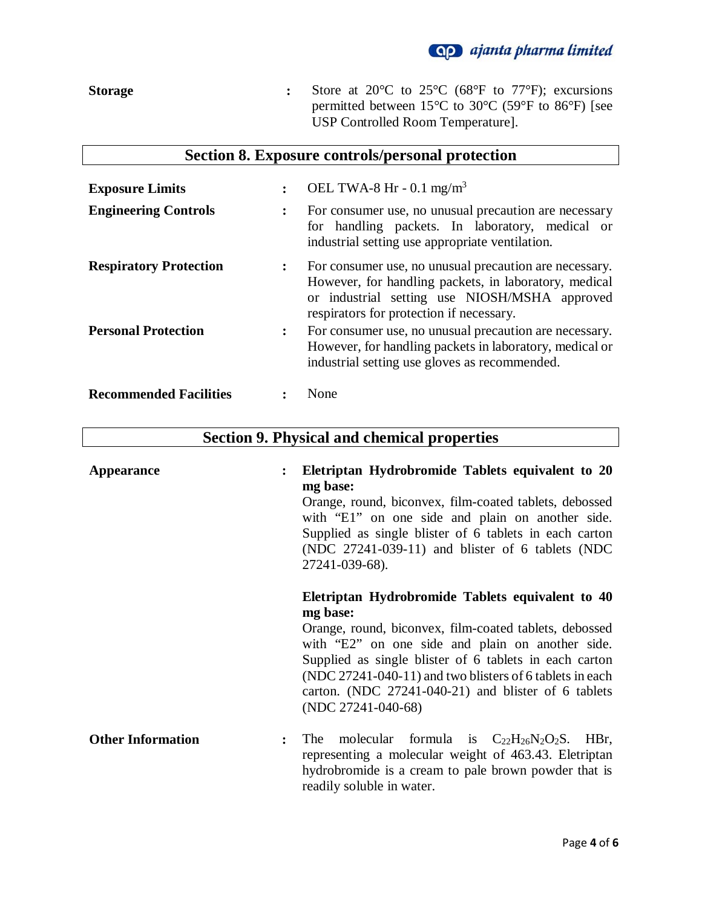**Storage** : Store at 20°C to 25°C (68°F to 77°F); excursions permitted between 15°C to 30°C (59°F to 86°F) [see USP Controlled Room Temperature].

## Section 8. Exposure controls/personal protection

**Exposure Limits** : OEL TWA-8 Hr - 0.1 mg/$m^3$

**Engineering Controls** : For consumer use, no unusual precaution are necessary for handling packets. In laboratory, medical or industrial setting use appropriate ventilation.

**Respiratory Protection** : For consumer use, no unusual precaution are necessary. However, for handling packets, in laboratory, medical or industrial setting use NIOSH/MSHA approved respirators for protection if necessary.

**Personal Protection** : For consumer use, no unusual precaution are necessary. However, for handling packets in laboratory, medical or industrial setting use gloves as recommended.

**Recommended Facilities** : None

## Section 9. Physical and chemical properties

**Appearance** :

**Eletriptan Hydrobromide Tablets equivalent to 20 mg base:**
Orange, round, biconvex, film-coated tablets, debossed with "E1" on one side and plain on another side. Supplied as single blister of 6 tablets in each carton (NDC 27241-039-11) and blister of 6 tablets (NDC 27241-039-68).

**Eletriptan Hydrobromide Tablets equivalent to 40 mg base:**
Orange, round, biconvex, film-coated tablets, debossed with "E2" on one side and plain on another side. Supplied as single blister of 6 tablets in each carton (NDC 27241-040-11) and two blisters of 6 tablets in each carton. (NDC 27241-040-21) and blister of 6 tablets (NDC 27241-040-68)

**Other Information** : The molecular formula is $C_{22}H_{26}N_2O_2S$. HBr, representing a molecular weight of 463.43. Eletriptan hydrobromide is a cream to pale brown powder that is readily soluble in water.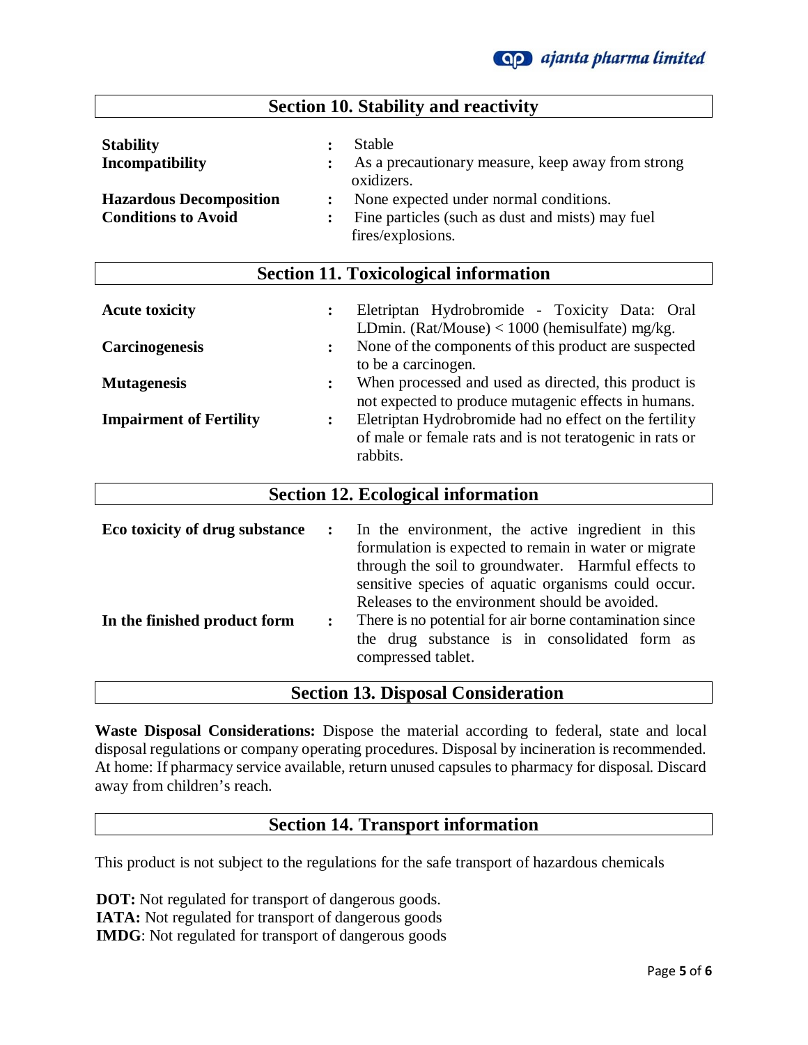## Section 10. Stability and reactivity

**Stability** : Stable

**Incompatibility** : As a precautionary measure, keep away from strong oxidizers.

**Hazardous Decomposition** : None expected under normal conditions.

**Conditions to Avoid** : Fine particles (such as dust and mists) may fuel fires/explosions.

## Section 11. Toxicological information

**Acute toxicity** : Eletriptan Hydrobromide - Toxicity Data: Oral LDmin. (Rat/Mouse) < 1000 (hemisulfate) mg/kg.

**Carcinogenesis** : None of the components of this product are suspected to be a carcinogen.

**Mutagenesis** : When processed and used as directed, this product is not expected to produce mutagenic effects in humans.

**Impairment of Fertility** : Eletriptan Hydrobromide had no effect on the fertility of male or female rats and is not teratogenic in rats or rabbits.

## Section 12. Ecological information

**Eco toxicity of drug substance** : In the environment, the active ingredient in this formulation is expected to remain in water or migrate through the soil to groundwater. Harmful effects to sensitive species of aquatic organisms could occur. Releases to the environment should be avoided.

**In the finished product form** : There is no potential for air borne contamination since the drug substance is in consolidated form as compressed tablet.

## Section 13. Disposal Consideration

**Waste Disposal Considerations:** Dispose the material according to federal, state and local disposal regulations or company operating procedures. Disposal by incineration is recommended. At home: If pharmacy service available, return unused capsules to pharmacy for disposal. Discard away from children's reach.

## Section 14. Transport information

This product is not subject to the regulations for the safe transport of hazardous chemicals

**DOT:** Not regulated for transport of dangerous goods.
**IATA:** Not regulated for transport of dangerous goods
**IMDG**: Not regulated for transport of dangerous goods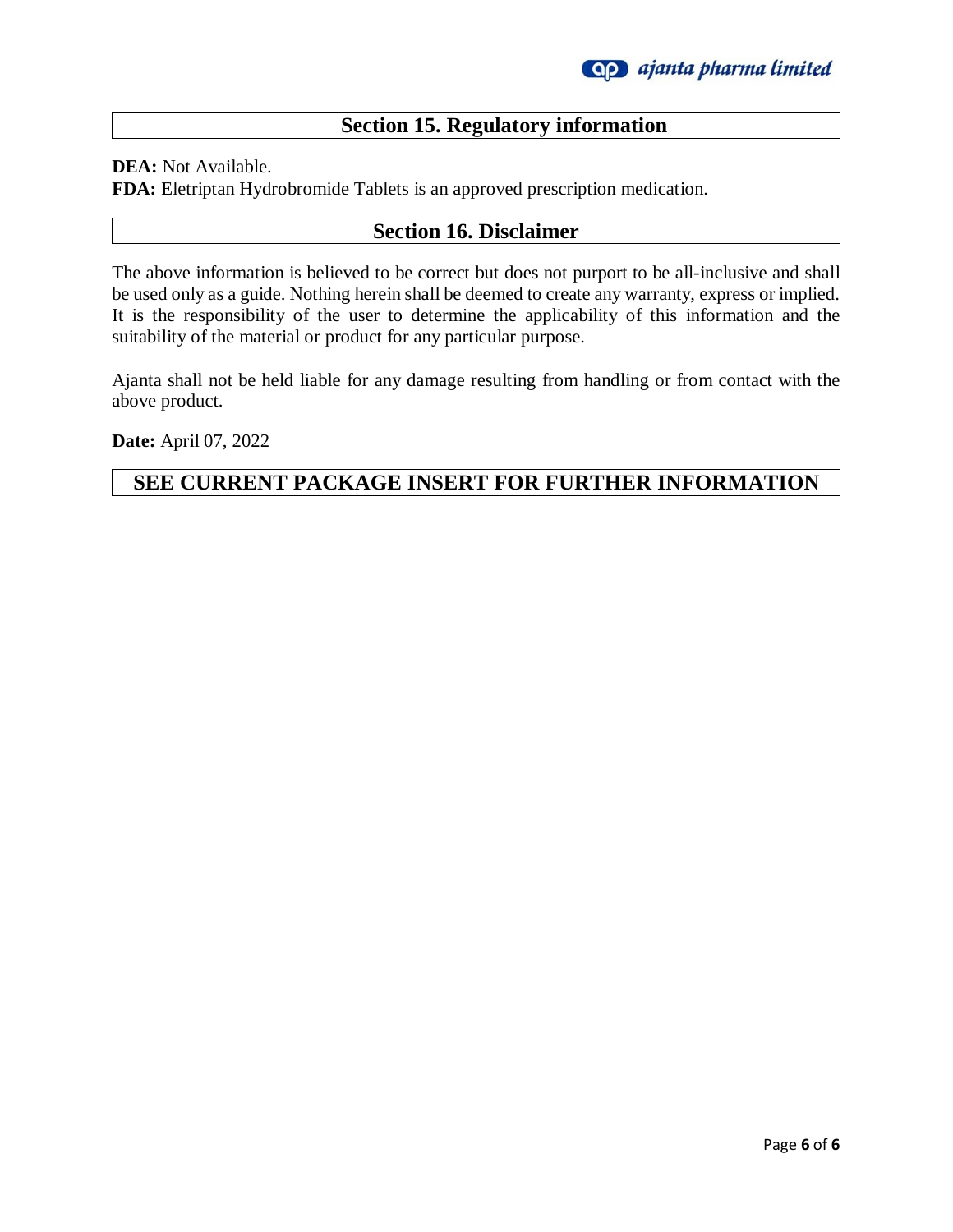## Section 15. Regulatory information

**DEA:** Not Available.
**FDA:** Eletriptan Hydrobromide Tablets is an approved prescription medication.

## Section 16. Disclaimer

The above information is believed to be correct but does not purport to be all-inclusive and shall be used only as a guide. Nothing herein shall be deemed to create any warranty, express or implied. It is the responsibility of the user to determine the applicability of this information and the suitability of the material or product for any particular purpose.

Ajanta shall not be held liable for any damage resulting from handling or from contact with the above product.

**Date:** April 07, 2022

## SEE CURRENT PACKAGE INSERT FOR FURTHER INFORMATION